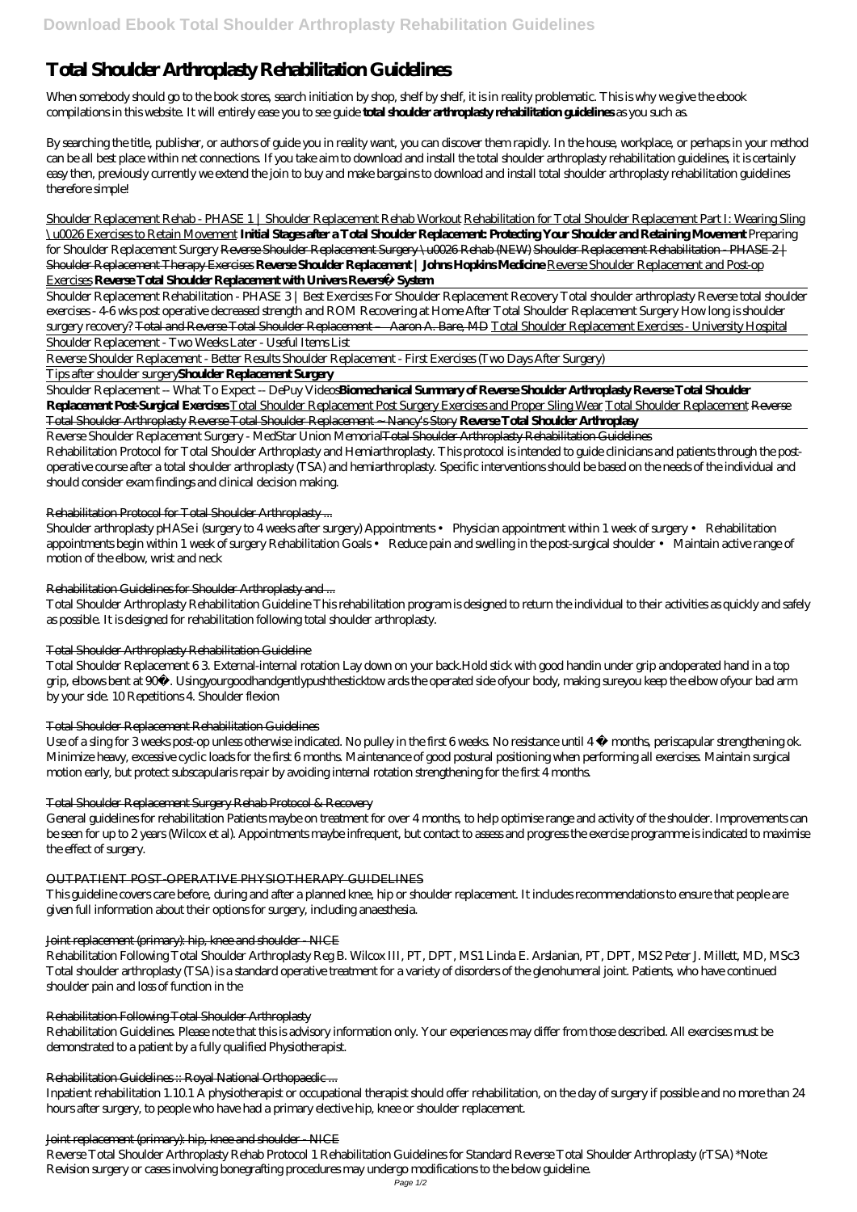# Total Shoulder Arthroplasty Rehabilitation Guidelines

When somebody should go to the book stores, search initiation by shop, shelf by shelf, it is in reality problematic. This is why we give the ebook compilations in this website. It will entirely ease you to see guide **total shoulder arthroplasty rehabilitation guidelines** as you such as.

By searching the title, publisher, or authors of guide you in reality want, you can discover them rapidly. In the house, workplace, or perhaps in your method can be all best place within net connections. If you take aim to download and install the total shoulder arthroplasty rehabilitation guidelines, it is certainly easy then, previously currently we extend the join to buy and make bargains to download and install total shoulder arthroplasty rehabilitation guidelines therefore simple!

Shoulder Replacement Rehab - PHASE 1 | Shoulder Replacement Rehab Workout Rehabilitation for Total Shoulder Replacement Part I: Wearing Sling \u0026 Exercises to Retain Movement **Initial Stages after a Total Shoulder Replacement: Protecting Your Shoulder and Retaining Movement** *Preparing for Shoulder Replacement Surgery* Reverse Shoulder Replacement Surgery \u0026 Rehab (NEW) Shoulder Replacement Rehabilitation - PHASE 2 | Shoulder Replacement Therapy Exercises **Reverse Shoulder Replacement | Johns Hopkins Medicine** Reverse Shoulder Replacement and Post-op Exercises **Reverse Total Shoulder Replacement with Univers Revers™ System**

*Shoulder Replacement Rehabilitation - PHASE 3 | Best Exercises For Shoulder Replacement Recovery Total shoulder arthroplasty Reverse total shoulder exercises - 4-6 wks post operative decreased strength and ROM Recovering at Home After Total Shoulder Replacement Surgery How long is shoulder surgery recovery?* Total and Reverse Total Shoulder Replacement – Aaron A. Bare, MD Total Shoulder Replacement Exercises - University Hospital

Shoulder Replacement - Two Weeks Later - Useful Items List

Reverse Shoulder Replacement - Better Results Shoulder Replacement - First Exercises (Two Days After Surgery)

Tips after shoulder surgery**Shoulder Replacement Surgery**

Shoulder Replacement -- What To Expect -- DePuy Videos**Biomechanical Summary of Reverse Shoulder Arthroplasty Reverse Total Shoulder Replacement Post-Surgical Exercises** Total Shoulder Replacement Post Surgery Exercises and Proper Sling Wear Total Shoulder Replacement Reverse Total Shoulder Arthroplasty Reverse Total Shoulder Replacement ~ Nancy's Story **Reverse Total Shoulder Arthroplasy**

Reverse Shoulder Replacement Surgery - MedStar Union MemorialTotal Shoulder Arthroplasty Rehabilitation Guidelines
Rehabilitation Protocol for Total Shoulder Arthroplasty and Hemiarthroplasty. This protocol is intended to guide clinicians and patients through the post-operative course after a total shoulder arthroplasty (TSA) and hemiarthroplasty. Specific interventions should be based on the needs of the individual and should consider exam findings and clinical decision making.

Rehabilitation Protocol for Total Shoulder Arthroplasty ...

Shoulder arthroplasty pHASe i (surgery to 4 weeks after surgery) Appointments • Physician appointment within 1 week of surgery • Rehabilitation appointments begin within 1 week of surgery Rehabilitation Goals • Reduce pain and swelling in the post-surgical shoulder • Maintain active range of motion of the elbow, wrist and neck

Rehabilitation Guidelines for Shoulder Arthroplasty and ...

Total Shoulder Arthroplasty Rehabilitation Guideline This rehabilitation program is designed to return the individual to their activities as quickly and safely as possible. It is designed for rehabilitation following total shoulder arthroplasty.

Total Shoulder Arthroplasty Rehabilitation Guideline

Total Shoulder Replacement 6 3. External-internal rotation Lay down on your back.Hold stick with good handin under grip andoperated hand in a top grip, elbows bent at 90°. Usingyourgoodhandgentlypushthesticktow ards the operated side ofyour body, making sureyou keep the elbow ofyour bad arm by your side. 10 Repetitions 4. Shoulder flexion

Total Shoulder Replacement Rehabilitation Guidelines

Use of a sling for 3 weeks post-op unless otherwise indicated. No pulley in the first 6 weeks. No resistance until 4 ½ months, periscapular strengthening ok. Minimize heavy, excessive cyclic loads for the first 6 months. Maintenance of good postural positioning when performing all exercises. Maintain surgical motion early, but protect subscapularis repair by avoiding internal rotation strengthening for the first 4 months.

Total Shoulder Replacement Surgery Rehab Protocol & Recovery

General guidelines for rehabilitation Patients maybe on treatment for over 4 months, to help optimise range and activity of the shoulder. Improvements can be seen for up to 2 years (Wilcox et al). Appointments maybe infrequent, but contact to assess and progress the exercise programme is indicated to maximise the effect of surgery.

OUTPATIENT POST-OPERATIVE PHYSIOTHERAPY GUIDELINES

This guideline covers care before, during and after a planned knee, hip or shoulder replacement. It includes recommendations to ensure that people are given full information about their options for surgery, including anaesthesia.

Joint replacement (primary): hip, knee and shoulder - NICE

Rehabilitation Following Total Shoulder Arthroplasty Reg B. Wilcox III, PT, DPT, MS1 Linda E. Arslanian, PT, DPT, MS2 Peter J. Millett, MD, MSc3 Total shoulder arthroplasty (TSA) is a standard operative treatment for a variety of disorders of the glenohumeral joint. Patients, who have continued shoulder pain and loss of function in the

Rehabilitation Following Total Shoulder Arthroplasty

Rehabilitation Guidelines. Please note that this is advisory information only. Your experiences may differ from those described. All exercises must be demonstrated to a patient by a fully qualified Physiotherapist.

Rehabilitation Guidelines :: Royal National Orthopaedic ...

Inpatient rehabilitation 1.10.1 A physiotherapist or occupational therapist should offer rehabilitation, on the day of surgery if possible and no more than 24 hours after surgery, to people who have had a primary elective hip, knee or shoulder replacement.

Joint replacement (primary): hip, knee and shoulder - NICE

Reverse Total Shoulder Arthroplasty Rehab Protocol 1 Rehabilitation Guidelines for Standard Reverse Total Shoulder Arthroplasty (rTSA) *Note: Revision surgery or cases involving bonegrafting procedures may undergo modifications to the below guideline.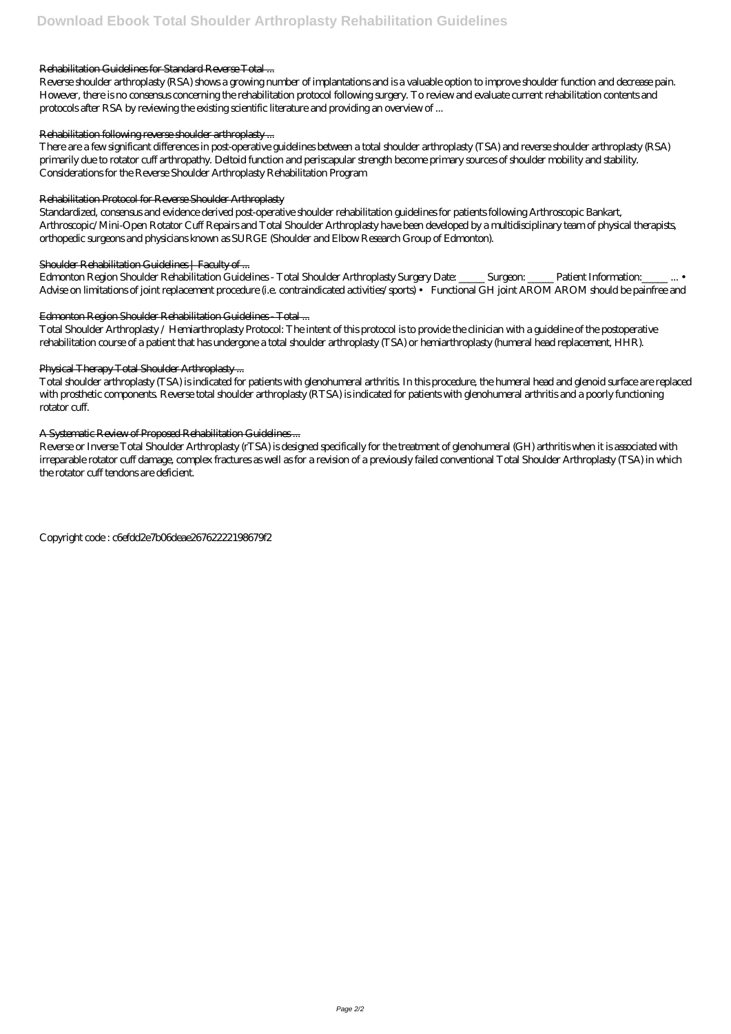### Rehabilitation Guidelines for Standard Reverse Total ...

Reverse shoulder arthroplasty (RSA) shows a growing number of implantations and is a valuable option to improve shoulder function and decrease pain. However, there is no consensus concerning the rehabilitation protocol following surgery. To review and evaluate current rehabilitation contents and protocols after RSA by reviewing the existing scientific literature and providing an overview of ...

### Rehabilitation following reverse shoulder arthroplasty ...

There are a few significant differences in post-operative guidelines between a total shoulder arthroplasty (TSA) and reverse shoulder arthroplasty (RSA) primarily due to rotator cuff arthropathy. Deltoid function and periscapular strength become primary sources of shoulder mobility and stability. Considerations for the Reverse Shoulder Arthroplasty Rehabilitation Program

### Rehabilitation Protocol for Reverse Shoulder Arthroplasty

Standardized, consensus and evidence derived post-operative shoulder rehabilitation guidelines for patients following Arthroscopic Bankart, Arthroscopic/Mini-Open Rotator Cuff Repairs and Total Shoulder Arthroplasty have been developed by a multidisciplinary team of physical therapists, orthopedic surgeons and physicians known as SURGE (Shoulder and Elbow Research Group of Edmonton).

### Shoulder Rehabilitation Guidelines | Faculty of ...

Edmonton Region Shoulder Rehabilitation Guidelines - Total Shoulder Arthroplasty Surgery Date: _____ Surgeon: _____ Patient Information:_____ ... • Advise on limitations of joint replacement procedure (i.e. contraindicated activities/sports) • Functional GH joint AROM AROM should be painfree and

### Edmonton Region Shoulder Rehabilitation Guidelines - Total ...

Total Shoulder Arthroplasty / Hemiarthroplasty Protocol: The intent of this protocol is to provide the clinician with a guideline of the postoperative rehabilitation course of a patient that has undergone a total shoulder arthroplasty (TSA) or hemiarthroplasty (humeral head replacement, HHR).

### Physical Therapy Total Shoulder Arthroplasty ...

Total shoulder arthroplasty (TSA) is indicated for patients with glenohumeral arthritis. In this procedure, the humeral head and glenoid surface are replaced with prosthetic components. Reverse total shoulder arthroplasty (RTSA) is indicated for patients with glenohumeral arthritis and a poorly functioning rotator cuff.

### A Systematic Review of Proposed Rehabilitation Guidelines ...

Reverse or Inverse Total Shoulder Arthroplasty (rTSA) is designed specifically for the treatment of glenohumeral (GH) arthritis when it is associated with irreparable rotator cuff damage, complex fractures as well as for a revision of a previously failed conventional Total Shoulder Arthroplasty (TSA) in which the rotator cuff tendons are deficient.

Copyright code : c6efdd2e7b06deae26762222198679f2